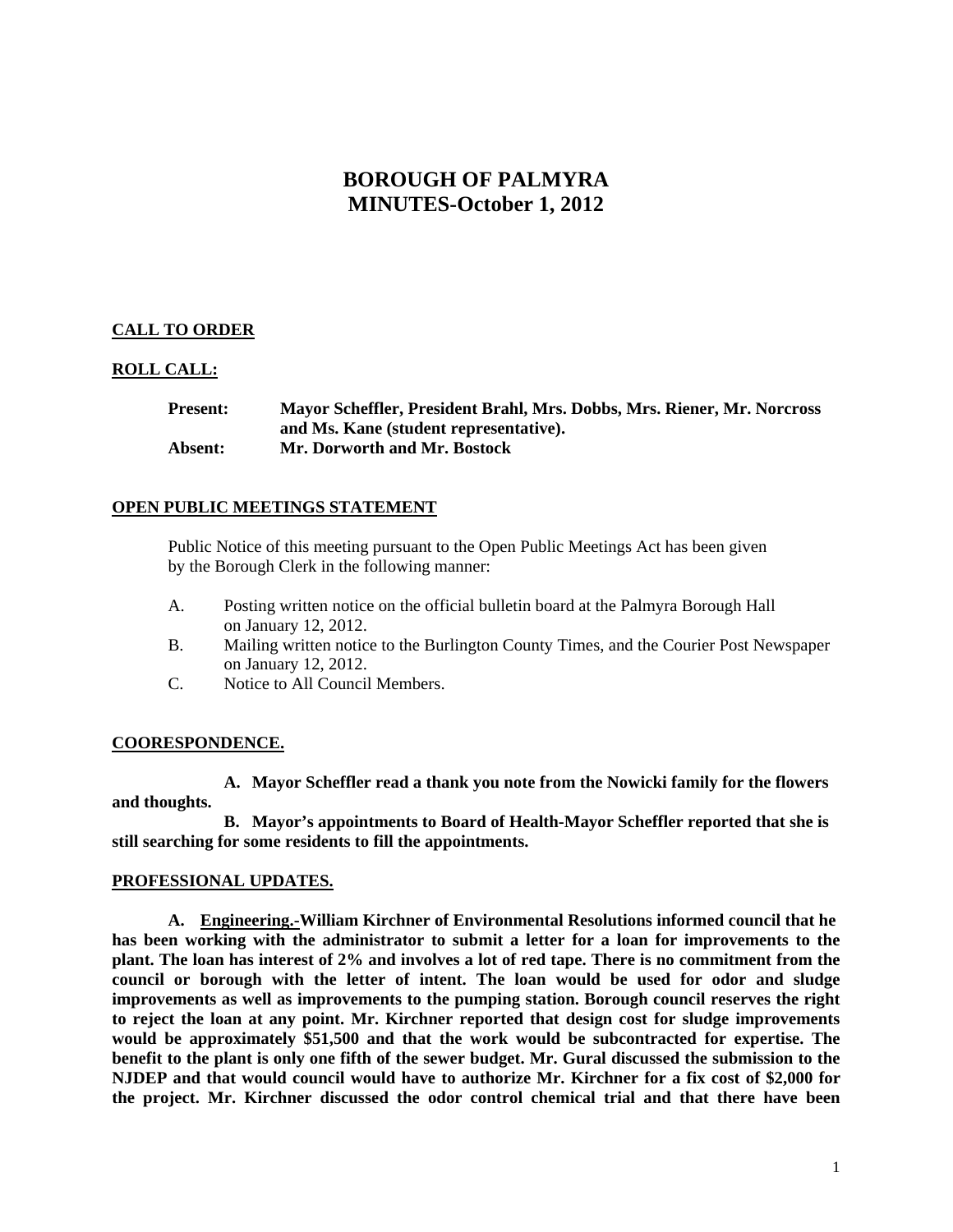# BOROUGH OF PALMYRA
# MINUTES-October 1, 2012

**CALL TO ORDER**

**ROLL CALL:**

**Present:** **Mayor Scheffler, President Brahl, Mrs. Dobbs, Mrs. Riener, Mr. Norcross and Ms. Kane (student representative).**
**Absent:** **Mr. Dorworth and Mr. Bostock**

**OPEN PUBLIC MEETINGS STATEMENT**

Public Notice of this meeting pursuant to the Open Public Meetings Act has been given by the Borough Clerk in the following manner:

A. Posting written notice on the official bulletin board at the Palmyra Borough Hall on January 12, 2012.
B. Mailing written notice to the Burlington County Times, and the Courier Post Newspaper on January 12, 2012.
C. Notice to All Council Members.

**COORESPONDENCE.**

**A. Mayor Scheffler read a thank you note from the Nowicki family for the flowers and thoughts.**

**B. Mayor's appointments to Board of Health-Mayor Scheffler reported that she is still searching for some residents to fill the appointments.**

**PROFESSIONAL UPDATES.**

**A. Engineering.-William Kirchner of Environmental Resolutions informed council that he has been working with the administrator to submit a letter for a loan for improvements to the plant. The loan has interest of 2% and involves a lot of red tape. There is no commitment from the council or borough with the letter of intent. The loan would be used for odor and sludge improvements as well as improvements to the pumping station. Borough council reserves the right to reject the loan at any point. Mr. Kirchner reported that design cost for sludge improvements would be approximately $51,500 and that the work would be subcontracted for expertise. The benefit to the plant is only one fifth of the sewer budget. Mr. Gural discussed the submission to the NJDEP and that would council would have to authorize Mr. Kirchner for a fix cost of $2,000 for the project. Mr. Kirchner discussed the odor control chemical trial and that there have been**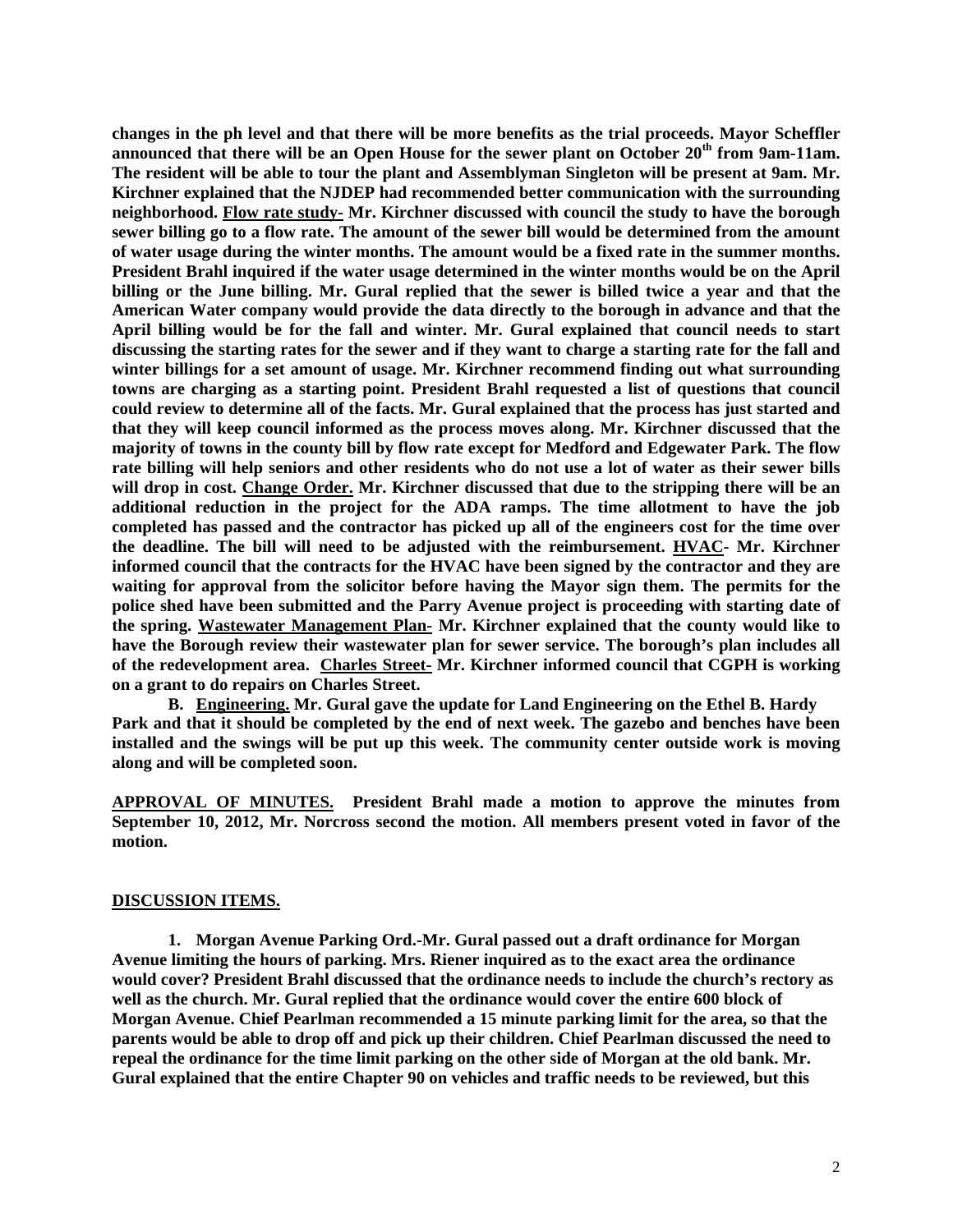**changes in the ph level and that there will be more benefits as the trial proceeds. Mayor Scheffler announced that there will be an Open House for the sewer plant on October 20th from 9am-11am. The resident will be able to tour the plant and Assemblyman Singleton will be present at 9am. Mr. Kirchner explained that the NJDEP had recommended better communication with the surrounding neighborhood. <u>Flow rate study-</u> Mr. Kirchner discussed with council the study to have the borough sewer billing go to a flow rate. The amount of the sewer bill would be determined from the amount of water usage during the winter months. The amount would be a fixed rate in the summer months. President Brahl inquired if the water usage determined in the winter months would be on the April billing or the June billing. Mr. Gural replied that the sewer is billed twice a year and that the American Water company would provide the data directly to the borough in advance and that the April billing would be for the fall and winter. Mr. Gural explained that council needs to start discussing the starting rates for the sewer and if they want to charge a starting rate for the fall and winter billings for a set amount of usage. Mr. Kirchner recommend finding out what surrounding towns are charging as a starting point. President Brahl requested a list of questions that council could review to determine all of the facts. Mr. Gural explained that the process has just started and that they will keep council informed as the process moves along. Mr. Kirchner discussed that the majority of towns in the county bill by flow rate except for Medford and Edgewater Park. The flow rate billing will help seniors and other residents who do not use a lot of water as their sewer bills will drop in cost. <u>Change Order.</u> Mr. Kirchner discussed that due to the stripping there will be an additional reduction in the project for the ADA ramps. The time allotment to have the job completed has passed and the contractor has picked up all of the engineers cost for the time over the deadline. The bill will need to be adjusted with the reimbursement. <u>HVAC</u>- Mr. Kirchner informed council that the contracts for the HVAC have been signed by the contractor and they are waiting for approval from the solicitor before having the Mayor sign them. The permits for the police shed have been submitted and the Parry Avenue project is proceeding with starting date of the spring. <u>Wastewater Management Plan-</u> Mr. Kirchner explained that the county would like to have the Borough review their wastewater plan for sewer service. The borough's plan includes all of the redevelopment area. <u>Charles Street-</u> Mr. Kirchner informed council that CGPH is working on a grant to do repairs on Charles Street.**

**B. <u>Engineering.</u> Mr. Gural gave the update for Land Engineering on the Ethel B. Hardy Park and that it should be completed by the end of next week. The gazebo and benches have been installed and the swings will be put up this week. The community center outside work is moving along and will be completed soon.**

**<u>APPROVAL OF MINUTES.</u> President Brahl made a motion to approve the minutes from September 10, 2012, Mr. Norcross second the motion. All members present voted in favor of the motion.**

**<u>DISCUSSION ITEMS.</u>**

**1. Morgan Avenue Parking Ord.-Mr. Gural passed out a draft ordinance for Morgan Avenue limiting the hours of parking. Mrs. Riener inquired as to the exact area the ordinance would cover? President Brahl discussed that the ordinance needs to include the church's rectory as well as the church. Mr. Gural replied that the ordinance would cover the entire 600 block of Morgan Avenue. Chief Pearlman recommended a 15 minute parking limit for the area, so that the parents would be able to drop off and pick up their children. Chief Pearlman discussed the need to repeal the ordinance for the time limit parking on the other side of Morgan at the old bank. Mr. Gural explained that the entire Chapter 90 on vehicles and traffic needs to be reviewed, but this**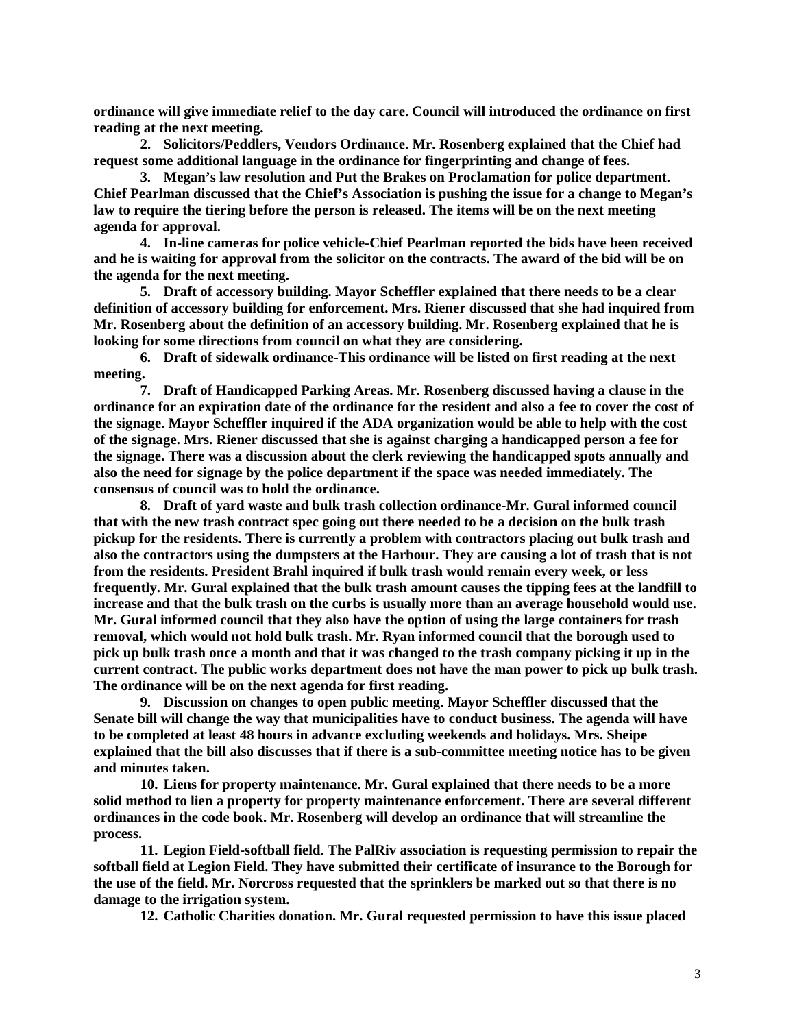**ordinance will give immediate relief to the day care. Council will introduced the ordinance on first reading at the next meeting.**

2. **Solicitors/Peddlers, Vendors Ordinance. Mr. Rosenberg explained that the Chief had request some additional language in the ordinance for fingerprinting and change of fees.**

3. **Megan's law resolution and Put the Brakes on Proclamation for police department. Chief Pearlman discussed that the Chief's Association is pushing the issue for a change to Megan's law to require the tiering before the person is released. The items will be on the next meeting agenda for approval.**

4. **In-line cameras for police vehicle-Chief Pearlman reported the bids have been received and he is waiting for approval from the solicitor on the contracts. The award of the bid will be on the agenda for the next meeting.**

5. **Draft of accessory building. Mayor Scheffler explained that there needs to be a clear definition of accessory building for enforcement. Mrs. Riener discussed that she had inquired from Mr. Rosenberg about the definition of an accessory building. Mr. Rosenberg explained that he is looking for some directions from council on what they are considering.**

6. **Draft of sidewalk ordinance-This ordinance will be listed on first reading at the next meeting.**

7. **Draft of Handicapped Parking Areas. Mr. Rosenberg discussed having a clause in the ordinance for an expiration date of the ordinance for the resident and also a fee to cover the cost of the signage. Mayor Scheffler inquired if the ADA organization would be able to help with the cost of the signage. Mrs. Riener discussed that she is against charging a handicapped person a fee for the signage. There was a discussion about the clerk reviewing the handicapped spots annually and also the need for signage by the police department if the space was needed immediately. The consensus of council was to hold the ordinance.**

8. **Draft of yard waste and bulk trash collection ordinance-Mr. Gural informed council that with the new trash contract spec going out there needed to be a decision on the bulk trash pickup for the residents. There is currently a problem with contractors placing out bulk trash and also the contractors using the dumpsters at the Harbour. They are causing a lot of trash that is not from the residents. President Brahl inquired if bulk trash would remain every week, or less frequently. Mr. Gural explained that the bulk trash amount causes the tipping fees at the landfill to increase and that the bulk trash on the curbs is usually more than an average household would use. Mr. Gural informed council that they also have the option of using the large containers for trash removal, which would not hold bulk trash. Mr. Ryan informed council that the borough used to pick up bulk trash once a month and that it was changed to the trash company picking it up in the current contract. The public works department does not have the man power to pick up bulk trash. The ordinance will be on the next agenda for first reading.**

9. **Discussion on changes to open public meeting. Mayor Scheffler discussed that the Senate bill will change the way that municipalities have to conduct business. The agenda will have to be completed at least 48 hours in advance excluding weekends and holidays. Mrs. Sheipe explained that the bill also discusses that if there is a sub-committee meeting notice has to be given and minutes taken.**

10. **Liens for property maintenance. Mr. Gural explained that there needs to be a more solid method to lien a property for property maintenance enforcement. There are several different ordinances in the code book. Mr. Rosenberg will develop an ordinance that will streamline the process.**

11. **Legion Field-softball field. The PalRiv association is requesting permission to repair the softball field at Legion Field. They have submitted their certificate of insurance to the Borough for the use of the field. Mr. Norcross requested that the sprinklers be marked out so that there is no damage to the irrigation system.**

12. **Catholic Charities donation. Mr. Gural requested permission to have this issue placed**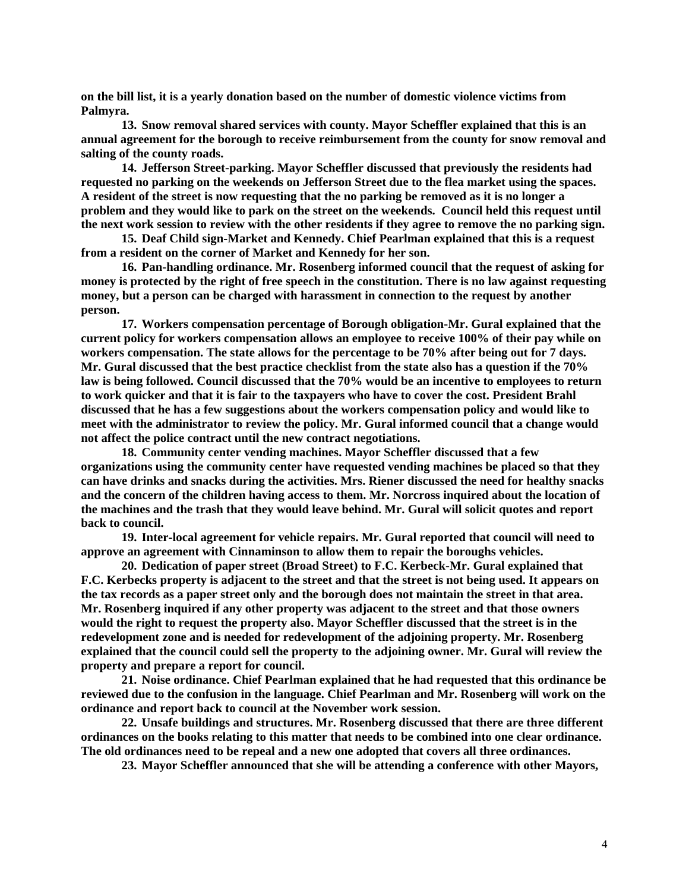**on the bill list, it is a yearly donation based on the number of domestic violence victims from Palmyra.**

**13. Snow removal shared services with county. Mayor Scheffler explained that this is an annual agreement for the borough to receive reimbursement from the county for snow removal and salting of the county roads.**

**14. Jefferson Street-parking. Mayor Scheffler discussed that previously the residents had requested no parking on the weekends on Jefferson Street due to the flea market using the spaces. A resident of the street is now requesting that the no parking be removed as it is no longer a problem and they would like to park on the street on the weekends. Council held this request until the next work session to review with the other residents if they agree to remove the no parking sign.**

**15. Deaf Child sign-Market and Kennedy. Chief Pearlman explained that this is a request from a resident on the corner of Market and Kennedy for her son.**

**16. Pan-handling ordinance. Mr. Rosenberg informed council that the request of asking for money is protected by the right of free speech in the constitution. There is no law against requesting money, but a person can be charged with harassment in connection to the request by another person.**

**17. Workers compensation percentage of Borough obligation-Mr. Gural explained that the current policy for workers compensation allows an employee to receive 100% of their pay while on workers compensation. The state allows for the percentage to be 70% after being out for 7 days. Mr. Gural discussed that the best practice checklist from the state also has a question if the 70% law is being followed. Council discussed that the 70% would be an incentive to employees to return to work quicker and that it is fair to the taxpayers who have to cover the cost. President Brahl discussed that he has a few suggestions about the workers compensation policy and would like to meet with the administrator to review the policy. Mr. Gural informed council that a change would not affect the police contract until the new contract negotiations.**

**18. Community center vending machines. Mayor Scheffler discussed that a few organizations using the community center have requested vending machines be placed so that they can have drinks and snacks during the activities. Mrs. Riener discussed the need for healthy snacks and the concern of the children having access to them. Mr. Norcross inquired about the location of the machines and the trash that they would leave behind. Mr. Gural will solicit quotes and report back to council.**

**19. Inter-local agreement for vehicle repairs. Mr. Gural reported that council will need to approve an agreement with Cinnaminson to allow them to repair the boroughs vehicles.**

**20. Dedication of paper street (Broad Street) to F.C. Kerbeck-Mr. Gural explained that F.C. Kerbecks property is adjacent to the street and that the street is not being used. It appears on the tax records as a paper street only and the borough does not maintain the street in that area. Mr. Rosenberg inquired if any other property was adjacent to the street and that those owners would the right to request the property also. Mayor Scheffler discussed that the street is in the redevelopment zone and is needed for redevelopment of the adjoining property. Mr. Rosenberg explained that the council could sell the property to the adjoining owner. Mr. Gural will review the property and prepare a report for council.**

**21. Noise ordinance. Chief Pearlman explained that he had requested that this ordinance be reviewed due to the confusion in the language. Chief Pearlman and Mr. Rosenberg will work on the ordinance and report back to council at the November work session.**

**22. Unsafe buildings and structures. Mr. Rosenberg discussed that there are three different ordinances on the books relating to this matter that needs to be combined into one clear ordinance. The old ordinances need to be repeal and a new one adopted that covers all three ordinances.**

**23. Mayor Scheffler announced that she will be attending a conference with other Mayors,**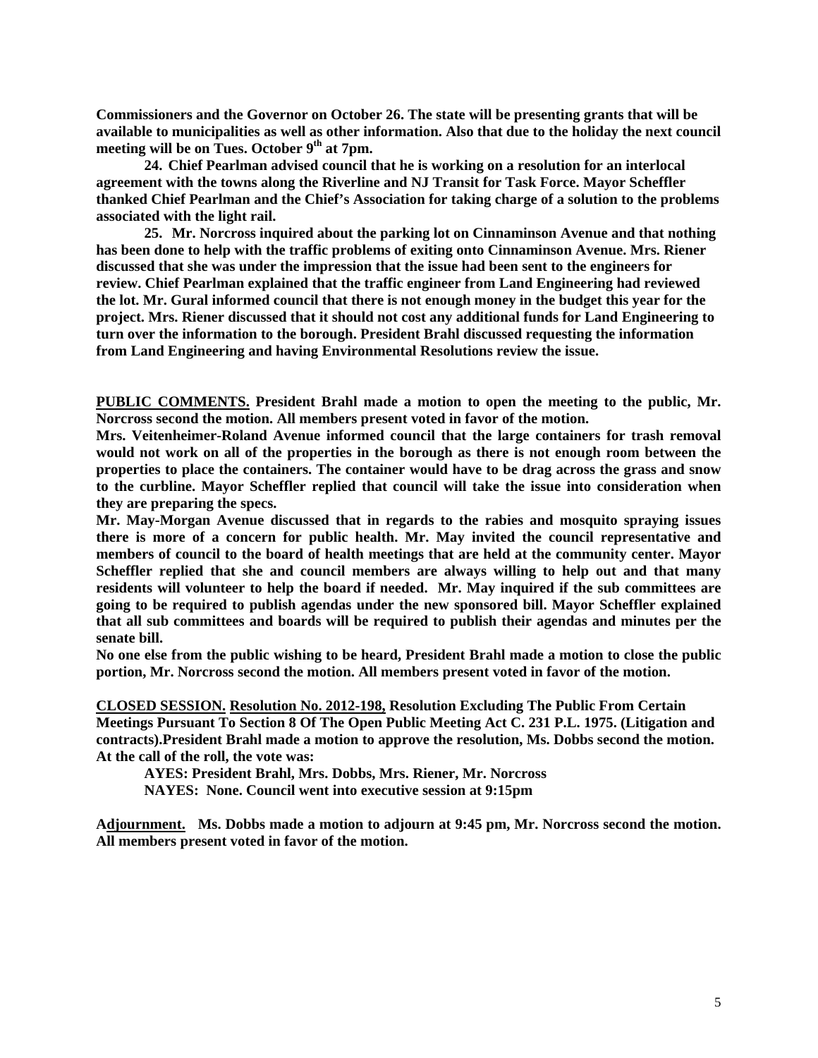**Commissioners and the Governor on October 26. The state will be presenting grants that will be available to municipalities as well as other information. Also that due to the holiday the next council meeting will be on Tues. October 9th at 7pm.**

**24. Chief Pearlman advised council that he is working on a resolution for an interlocal agreement with the towns along the Riverline and NJ Transit for Task Force. Mayor Scheffler thanked Chief Pearlman and the Chief's Association for taking charge of a solution to the problems associated with the light rail.**

**25. Mr. Norcross inquired about the parking lot on Cinnaminson Avenue and that nothing has been done to help with the traffic problems of exiting onto Cinnaminson Avenue. Mrs. Riener discussed that she was under the impression that the issue had been sent to the engineers for review. Chief Pearlman explained that the traffic engineer from Land Engineering had reviewed the lot. Mr. Gural informed council that there is not enough money in the budget this year for the project. Mrs. Riener discussed that it should not cost any additional funds for Land Engineering to turn over the information to the borough. President Brahl discussed requesting the information from Land Engineering and having Environmental Resolutions review the issue.**

**PUBLIC COMMENTS. President Brahl made a motion to open the meeting to the public, Mr. Norcross second the motion. All members present voted in favor of the motion.**

**Mrs. Veitenheimer-Roland Avenue informed council that the large containers for trash removal would not work on all of the properties in the borough as there is not enough room between the properties to place the containers. The container would have to be drag across the grass and snow to the curbline. Mayor Scheffler replied that council will take the issue into consideration when they are preparing the specs.**

**Mr. May-Morgan Avenue discussed that in regards to the rabies and mosquito spraying issues there is more of a concern for public health. Mr. May invited the council representative and members of council to the board of health meetings that are held at the community center. Mayor Scheffler replied that she and council members are always willing to help out and that many residents will volunteer to help the board if needed. Mr. May inquired if the sub committees are going to be required to publish agendas under the new sponsored bill. Mayor Scheffler explained that all sub committees and boards will be required to publish their agendas and minutes per the senate bill.**

**No one else from the public wishing to be heard, President Brahl made a motion to close the public portion, Mr. Norcross second the motion. All members present voted in favor of the motion.**

**CLOSED SESSION. Resolution No. 2012-198, Resolution Excluding The Public From Certain Meetings Pursuant To Section 8 Of The Open Public Meeting Act C. 231 P.L. 1975. (Litigation and contracts).President Brahl made a motion to approve the resolution, Ms. Dobbs second the motion. At the call of the roll, the vote was:**

**AYES: President Brahl, Mrs. Dobbs, Mrs. Riener, Mr. Norcross**
**NAYES: None. Council went into executive session at 9:15pm**

**Adjournment. Ms. Dobbs made a motion to adjourn at 9:45 pm, Mr. Norcross second the motion. All members present voted in favor of the motion.**